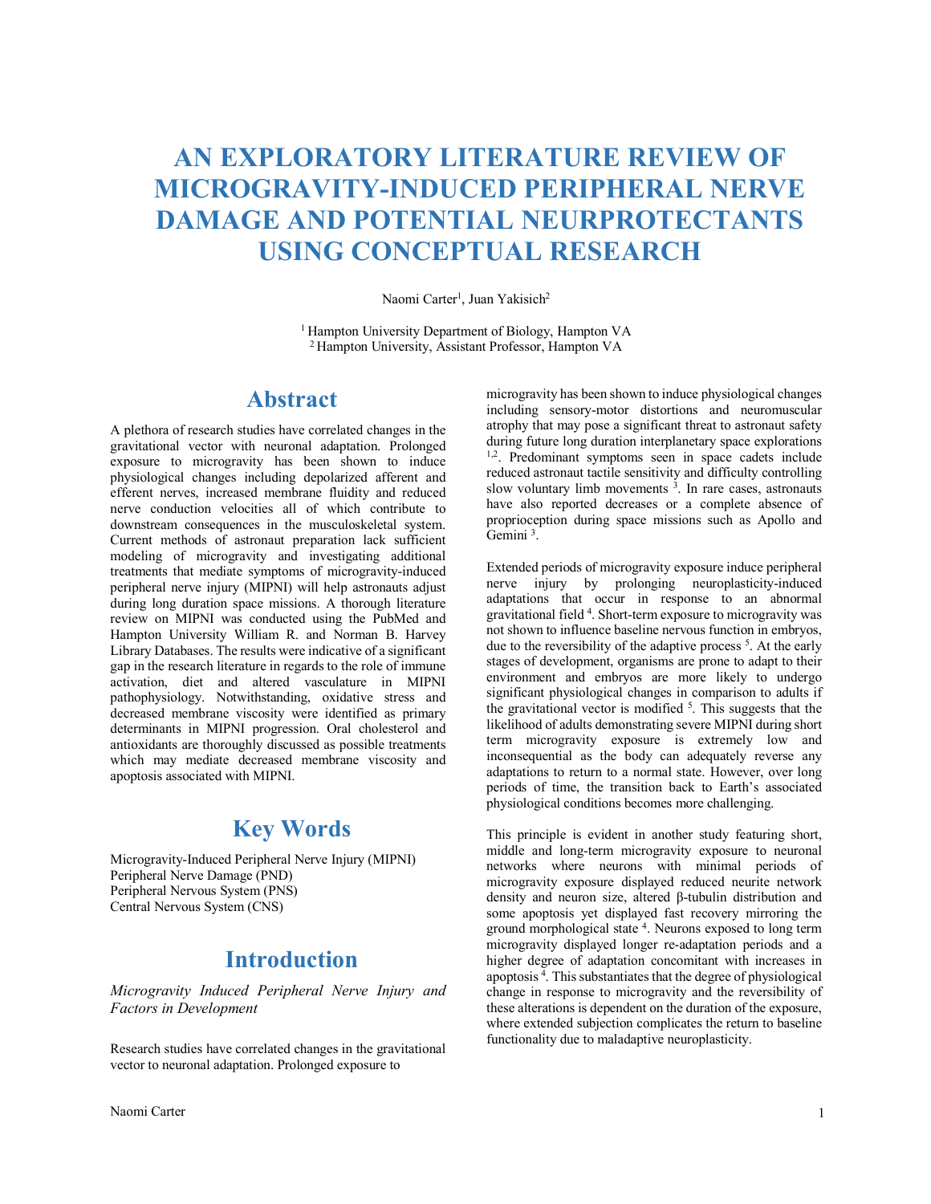# AN EXPLORATORY LITERATURE REVIEW OF MICROGRAVITY-INDUCED PERIPHERAL NERVE DAMAGE AND POTENTIAL NEURPROTECTANTS USING CONCEPTUAL RESEARCH

Naomi Carter[1], Juan Yakisich[2]

[1] Hampton University Department of Biology, Hampton VA
[2] Hampton University, Assistant Professor, Hampton VA

## Abstract

A plethora of research studies have correlated changes in the gravitational vector with neuronal adaptation. Prolonged exposure to microgravity has been shown to induce physiological changes including depolarized afferent and efferent nerves, increased membrane fluidity and reduced nerve conduction velocities all of which contribute to downstream consequences in the musculoskeletal system. Current methods of astronaut preparation lack sufficient modeling of microgravity and investigating additional treatments that mediate symptoms of microgravity-induced peripheral nerve injury (MIPNI) will help astronauts adjust during long duration space missions. A thorough literature review on MIPNI was conducted using the PubMed and Hampton University William R. and Norman B. Harvey Library Databases. The results were indicative of a significant gap in the research literature in regards to the role of immune activation, diet and altered vasculature in MIPNI pathophysiology. Notwithstanding, oxidative stress and decreased membrane viscosity were identified as primary determinants in MIPNI progression. Oral cholesterol and antioxidants are thoroughly discussed as possible treatments which may mediate decreased membrane viscosity and apoptosis associated with MIPNI.

## Key Words

Microgravity-Induced Peripheral Nerve Injury (MIPNI)
Peripheral Nerve Damage (PND)
Peripheral Nervous System (PNS)
Central Nervous System (CNS)

## Introduction

*Microgravity Induced Peripheral Nerve Injury and Factors in Development*

Research studies have correlated changes in the gravitational vector to neuronal adaptation. Prolonged exposure to microgravity has been shown to induce physiological changes including sensory-motor distortions and neuromuscular atrophy that may pose a significant threat to astronaut safety during future long duration interplanetary space explorations [1,2]. Predominant symptoms seen in space cadets include reduced astronaut tactile sensitivity and difficulty controlling slow voluntary limb movements [3]. In rare cases, astronauts have also reported decreases or a complete absence of proprioception during space missions such as Apollo and Gemini [3].

Extended periods of microgravity exposure induce peripheral nerve injury by prolonging neuroplasticity-induced adaptations that occur in response to an abnormal gravitational field [4]. Short-term exposure to microgravity was not shown to influence baseline nervous function in embryos, due to the reversibility of the adaptive process [5]. At the early stages of development, organisms are prone to adapt to their environment and embryos are more likely to undergo significant physiological changes in comparison to adults if the gravitational vector is modified [5]. This suggests that the likelihood of adults demonstrating severe MIPNI during short term microgravity exposure is extremely low and inconsequential as the body can adequately reverse any adaptations to return to a normal state. However, over long periods of time, the transition back to Earth's associated physiological conditions becomes more challenging.

This principle is evident in another study featuring short, middle and long-term microgravity exposure to neuronal networks where neurons with minimal periods of microgravity exposure displayed reduced neurite network density and neuron size, altered β-tubulin distribution and some apoptosis yet displayed fast recovery mirroring the ground morphological state [4]. Neurons exposed to long term microgravity displayed longer re-adaptation periods and a higher degree of adaptation concomitant with increases in apoptosis [4]. This substantiates that the degree of physiological change in response to microgravity and the reversibility of these alterations is dependent on the duration of the exposure, where extended subjection complicates the return to baseline functionality due to maladaptive neuroplasticity.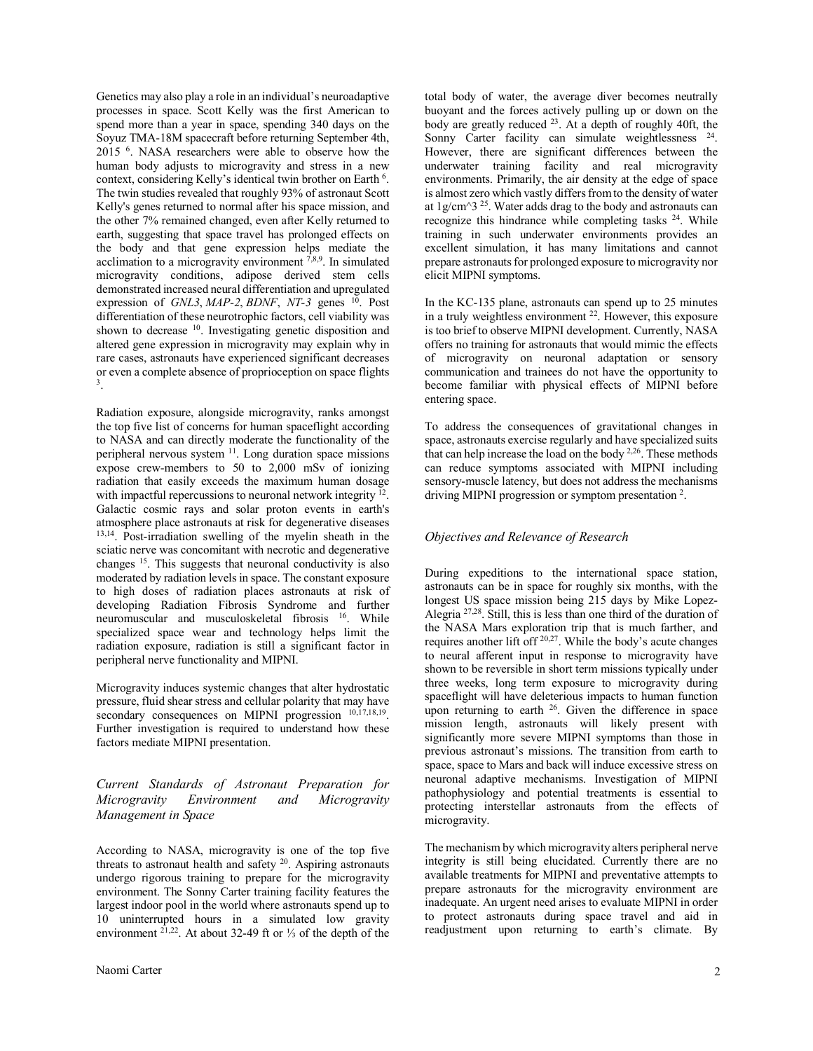Genetics may also play a role in an individual's neuroadaptive processes in space. Scott Kelly was the first American to spend more than a year in space, spending 340 days on the Soyuz TMA-18M spacecraft before returning September 4th, 2015 [6]. NASA researchers were able to observe how the human body adjusts to microgravity and stress in a new context, considering Kelly's identical twin brother on Earth [6]. The twin studies revealed that roughly 93% of astronaut Scott Kelly's genes returned to normal after his space mission, and the other 7% remained changed, even after Kelly returned to earth, suggesting that space travel has prolonged effects on the body and that gene expression helps mediate the acclimation to a microgravity environment [7,8,9]. In simulated microgravity conditions, adipose derived stem cells demonstrated increased neural differentiation and upregulated expression of *GNL3*, *MAP-2*, *BDNF*, *NT-3* genes [10]. Post differentiation of these neurotrophic factors, cell viability was shown to decrease [10]. Investigating genetic disposition and altered gene expression in microgravity may explain why in rare cases, astronauts have experienced significant decreases or even a complete absence of proprioception on space flights [3].

Radiation exposure, alongside microgravity, ranks amongst the top five list of concerns for human spaceflight according to NASA and can directly moderate the functionality of the peripheral nervous system [11]. Long duration space missions expose crew-members to 50 to 2,000 mSv of ionizing radiation that easily exceeds the maximum human dosage with impactful repercussions to neuronal network integrity [12]. Galactic cosmic rays and solar proton events in earth's atmosphere place astronauts at risk for degenerative diseases [13,14]. Post-irradiation swelling of the myelin sheath in the sciatic nerve was concomitant with necrotic and degenerative changes [15]. This suggests that neuronal conductivity is also moderated by radiation levels in space. The constant exposure to high doses of radiation places astronauts at risk of developing Radiation Fibrosis Syndrome and further neuromuscular and musculoskeletal fibrosis [16]. While specialized space wear and technology helps limit the radiation exposure, radiation is still a significant factor in peripheral nerve functionality and MIPNI.

Microgravity induces systemic changes that alter hydrostatic pressure, fluid shear stress and cellular polarity that may have secondary consequences on MIPNI progression [10,17,18,19]. Further investigation is required to understand how these factors mediate MIPNI presentation.

### *Current Standards of Astronaut Preparation for Microgravity Environment and Microgravity Management in Space*

According to NASA, microgravity is one of the top five threats to astronaut health and safety [20]. Aspiring astronauts undergo rigorous training to prepare for the microgravity environment. The Sonny Carter training facility features the largest indoor pool in the world where astronauts spend up to 10 uninterrupted hours in a simulated low gravity environment [21,22]. At about 32-49 ft or ⅓ of the depth of the total body of water, the average diver becomes neutrally buoyant and the forces actively pulling up or down on the body are greatly reduced [23]. At a depth of roughly 40ft, the Sonny Carter facility can simulate weightlessness [24]. However, there are significant differences between the underwater training facility and real microgravity environments. Primarily, the air density at the edge of space is almost zero which vastly differs from to the density of water at $1g/cm^3$ [25]. Water adds drag to the body and astronauts can recognize this hindrance while completing tasks [24]. While training in such underwater environments provides an excellent simulation, it has many limitations and cannot prepare astronauts for prolonged exposure to microgravity nor elicit MIPNI symptoms.

In the KC-135 plane, astronauts can spend up to 25 minutes in a truly weightless environment [22]. However, this exposure is too brief to observe MIPNI development. Currently, NASA offers no training for astronauts that would mimic the effects of microgravity on neuronal adaptation or sensory communication and trainees do not have the opportunity to become familiar with physical effects of MIPNI before entering space.

To address the consequences of gravitational changes in space, astronauts exercise regularly and have specialized suits that can help increase the load on the body [2,26]. These methods can reduce symptoms associated with MIPNI including sensory-muscle latency, but does not address the mechanisms driving MIPNI progression or symptom presentation [2].

### *Objectives and Relevance of Research*

During expeditions to the international space station, astronauts can be in space for roughly six months, with the longest US space mission being 215 days by Mike Lopez-Alegria [27,28]. Still, this is less than one third of the duration of the NASA Mars exploration trip that is much farther, and requires another lift off [20,27]. While the body's acute changes to neural afferent input in response to microgravity have shown to be reversible in short term missions typically under three weeks, long term exposure to microgravity during spaceflight will have deleterious impacts to human function upon returning to earth [26]. Given the difference in space mission length, astronauts will likely present with significantly more severe MIPNI symptoms than those in previous astronaut's missions. The transition from earth to space, space to Mars and back will induce excessive stress on neuronal adaptive mechanisms. Investigation of MIPNI pathophysiology and potential treatments is essential to protecting interstellar astronauts from the effects of microgravity.

The mechanism by which microgravity alters peripheral nerve integrity is still being elucidated. Currently there are no available treatments for MIPNI and preventative attempts to prepare astronauts for the microgravity environment are inadequate. An urgent need arises to evaluate MIPNI in order to protect astronauts during space travel and aid in readjustment upon returning to earth's climate. By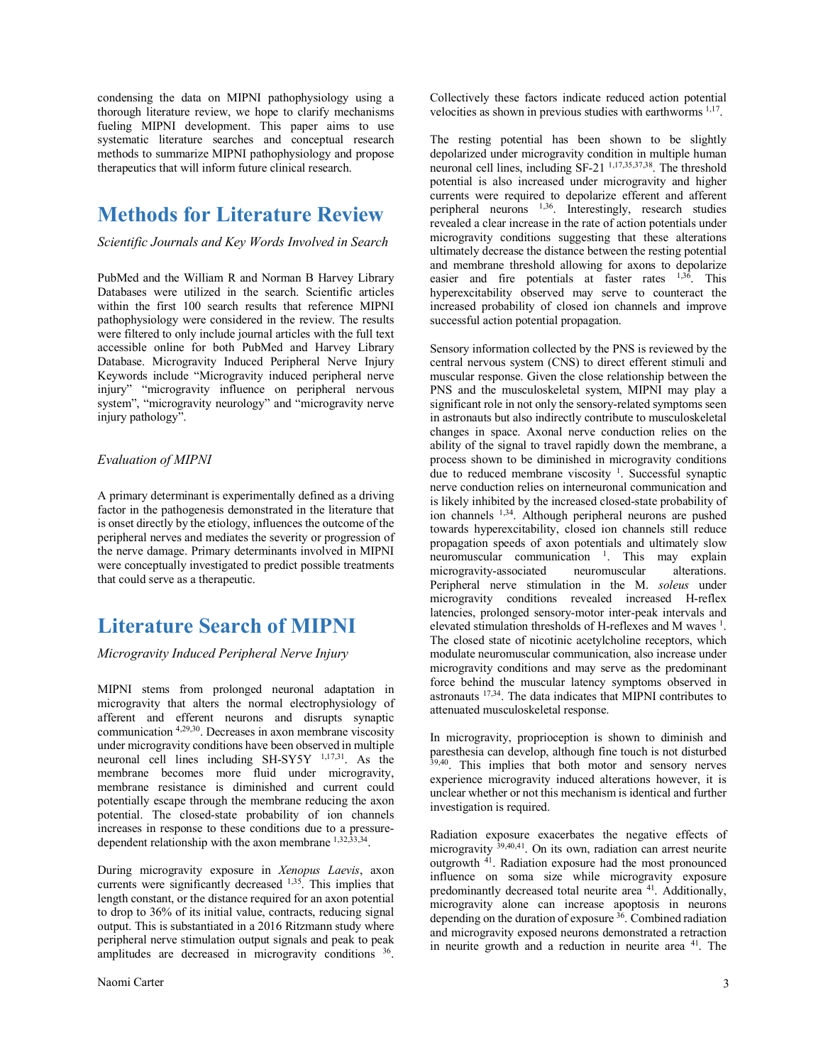condensing the data on MIPNI pathophysiology using a thorough literature review, we hope to clarify mechanisms fueling MIPNI development. This paper aims to use systematic literature searches and conceptual research methods to summarize MIPNI pathophysiology and propose therapeutics that will inform future clinical research.

# Methods for Literature Review

*Scientific Journals and Key Words Involved in Search*

PubMed and the William R and Norman B Harvey Library Databases were utilized in the search. Scientific articles within the first 100 search results that reference MIPNI pathophysiology were considered in the review. The results were filtered to only include journal articles with the full text accessible online for both PubMed and Harvey Library Database. Microgravity Induced Peripheral Nerve Injury Keywords include "Microgravity induced peripheral nerve injury" "microgravity influence on peripheral nervous system", "microgravity neurology" and "microgravity nerve injury pathology".

*Evaluation of MIPNI*

A primary determinant is experimentally defined as a driving factor in the pathogenesis demonstrated in the literature that is onset directly by the etiology, influences the outcome of the peripheral nerves and mediates the severity or progression of the nerve damage. Primary determinants involved in MIPNI were conceptually investigated to predict possible treatments that could serve as a therapeutic.

# Literature Search of MIPNI

*Microgravity Induced Peripheral Nerve Injury*

MIPNI stems from prolonged neuronal adaptation in microgravity that alters the normal electrophysiology of afferent and efferent neurons and disrupts synaptic communication [4,29,30]. Decreases in axon membrane viscosity under microgravity conditions have been observed in multiple neuronal cell lines including SH-SY5Y [1,17,31]. As the membrane becomes more fluid under microgravity, membrane resistance is diminished and current could potentially escape through the membrane reducing the axon potential. The closed-state probability of ion channels increases in response to these conditions due to a pressure-dependent relationship with the axon membrane [1,32,33,34].

During microgravity exposure in *Xenopus Laevis*, axon currents were significantly decreased [1,35]. This implies that length constant, or the distance required for an axon potential to drop to 36% of its initial value, contracts, reducing signal output. This is substantiated in a 2016 Ritzmann study where peripheral nerve stimulation output signals and peak to peak amplitudes are decreased in microgravity conditions [36]. Collectively these factors indicate reduced action potential velocities as shown in previous studies with earthworms [1,17].

The resting potential has been shown to be slightly depolarized under microgravity condition in multiple human neuronal cell lines, including SF-21 [1,17,35,37,38]. The threshold potential is also increased under microgravity and higher currents were required to depolarize efferent and afferent peripheral neurons [1,36]. Interestingly, research studies revealed a clear increase in the rate of action potentials under microgravity conditions suggesting that these alterations ultimately decrease the distance between the resting potential and membrane threshold allowing for axons to depolarize easier and fire potentials at faster rates [1,36]. This hyperexcitability observed may serve to counteract the increased probability of closed ion channels and improve successful action potential propagation.

Sensory information collected by the PNS is reviewed by the central nervous system (CNS) to direct efferent stimuli and muscular response. Given the close relationship between the PNS and the musculoskeletal system, MIPNI may play a significant role in not only the sensory-related symptoms seen in astronauts but also indirectly contribute to musculoskeletal changes in space. Axonal nerve conduction relies on the ability of the signal to travel rapidly down the membrane, a process shown to be diminished in microgravity conditions due to reduced membrane viscosity [1]. Successful synaptic nerve conduction relies on interneuronal communication and is likely inhibited by the increased closed-state probability of ion channels [1,34]. Although peripheral neurons are pushed towards hyperexcitability, closed ion channels still reduce propagation speeds of axon potentials and ultimately slow neuromuscular communication [1]. This may explain microgravity-associated neuromuscular alterations. Peripheral nerve stimulation in the M. *soleus* under microgravity conditions revealed increased H-reflex latencies, prolonged sensory-motor inter-peak intervals and elevated stimulation thresholds of H-reflexes and M waves [1]. The closed state of nicotinic acetylcholine receptors, which modulate neuromuscular communication, also increase under microgravity conditions and may serve as the predominant force behind the muscular latency symptoms observed in astronauts [17,34]. The data indicates that MIPNI contributes to attenuated musculoskeletal response.

In microgravity, proprioception is shown to diminish and paresthesia can develop, although fine touch is not disturbed [39,40]. This implies that both motor and sensory nerves experience microgravity induced alterations however, it is unclear whether or not this mechanism is identical and further investigation is required.

Radiation exposure exacerbates the negative effects of microgravity [39,40,41]. On its own, radiation can arrest neurite outgrowth [41]. Radiation exposure had the most pronounced influence on soma size while microgravity exposure predominantly decreased total neurite area [41]. Additionally, microgravity alone can increase apoptosis in neurons depending on the duration of exposure [36]. Combined radiation and microgravity exposed neurons demonstrated a retraction in neurite growth and a reduction in neurite area [41]. The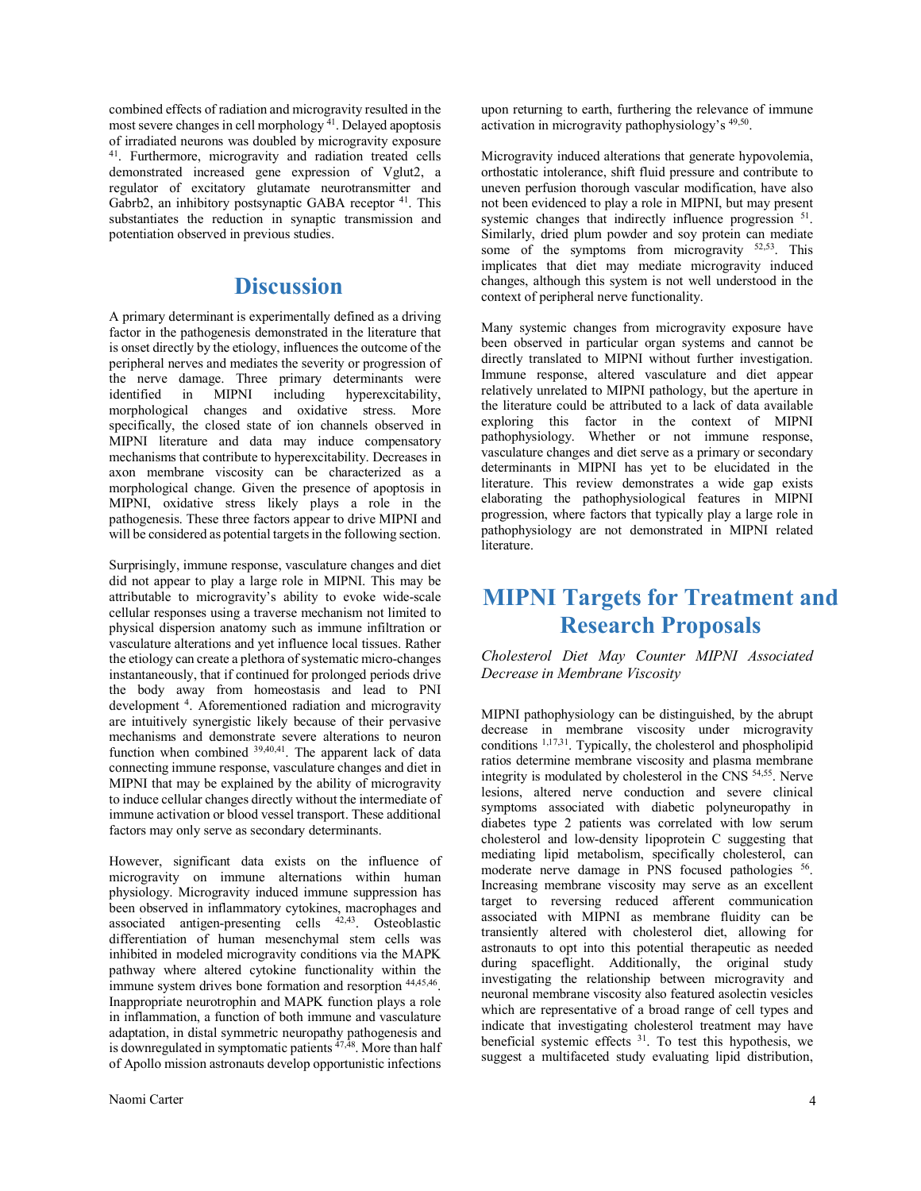combined effects of radiation and microgravity resulted in the most severe changes in cell morphology [41]. Delayed apoptosis of irradiated neurons was doubled by microgravity exposure [41]. Furthermore, microgravity and radiation treated cells demonstrated increased gene expression of Vglut2, a regulator of excitatory glutamate neurotransmitter and Gabrb2, an inhibitory postsynaptic GABA receptor [41]. This substantiates the reduction in synaptic transmission and potentiation observed in previous studies.

# Discussion

A primary determinant is experimentally defined as a driving factor in the pathogenesis demonstrated in the literature that is onset directly by the etiology, influences the outcome of the peripheral nerves and mediates the severity or progression of the nerve damage. Three primary determinants were identified in MIPNI including hyperexcitability, morphological changes and oxidative stress. More specifically, the closed state of ion channels observed in MIPNI literature and data may induce compensatory mechanisms that contribute to hyperexcitability. Decreases in axon membrane viscosity can be characterized as a morphological change. Given the presence of apoptosis in MIPNI, oxidative stress likely plays a role in the pathogenesis. These three factors appear to drive MIPNI and will be considered as potential targets in the following section.

Surprisingly, immune response, vasculature changes and diet did not appear to play a large role in MIPNI. This may be attributable to microgravity's ability to evoke wide-scale cellular responses using a traverse mechanism not limited to physical dispersion anatomy such as immune infiltration or vasculature alterations and yet influence local tissues. Rather the etiology can create a plethora of systematic micro-changes instantaneously, that if continued for prolonged periods drive the body away from homeostasis and lead to PNI development [4]. Aforementioned radiation and microgravity are intuitively synergistic likely because of their pervasive mechanisms and demonstrate severe alterations to neuron function when combined [39,40,41]. The apparent lack of data connecting immune response, vasculature changes and diet in MIPNI that may be explained by the ability of microgravity to induce cellular changes directly without the intermediate of immune activation or blood vessel transport. These additional factors may only serve as secondary determinants.

However, significant data exists on the influence of microgravity on immune alternations within human physiology. Microgravity induced immune suppression has been observed in inflammatory cytokines, macrophages and associated antigen-presenting cells [42,43]. Osteoblastic differentiation of human mesenchymal stem cells was inhibited in modeled microgravity conditions via the MAPK pathway where altered cytokine functionality within the immune system drives bone formation and resorption [44,45,46]. Inappropriate neurotrophin and MAPK function plays a role in inflammation, a function of both immune and vasculature adaptation, in distal symmetric neuropathy pathogenesis and is downregulated in symptomatic patients [47,48]. More than half of Apollo mission astronauts develop opportunistic infections upon returning to earth, furthering the relevance of immune activation in microgravity pathophysiology's [49,50].

Microgravity induced alterations that generate hypovolemia, orthostatic intolerance, shift fluid pressure and contribute to uneven perfusion thorough vascular modification, have also not been evidenced to play a role in MIPNI, but may present systemic changes that indirectly influence progression [51]. Similarly, dried plum powder and soy protein can mediate some of the symptoms from microgravity [52,53]. This implicates that diet may mediate microgravity induced changes, although this system is not well understood in the context of peripheral nerve functionality.

Many systemic changes from microgravity exposure have been observed in particular organ systems and cannot be directly translated to MIPNI without further investigation. Immune response, altered vasculature and diet appear relatively unrelated to MIPNI pathology, but the aperture in the literature could be attributed to a lack of data available exploring this factor in the context of MIPNI pathophysiology. Whether or not immune response, vasculature changes and diet serve as a primary or secondary determinants in MIPNI has yet to be elucidated in the literature. This review demonstrates a wide gap exists elaborating the pathophysiological features in MIPNI progression, where factors that typically play a large role in pathophysiology are not demonstrated in MIPNI related literature.

# MIPNI Targets for Treatment and Research Proposals

*Cholesterol Diet May Counter MIPNI Associated Decrease in Membrane Viscosity*

MIPNI pathophysiology can be distinguished, by the abrupt decrease in membrane viscosity under microgravity conditions [1,17,31]. Typically, the cholesterol and phospholipid ratios determine membrane viscosity and plasma membrane integrity is modulated by cholesterol in the CNS [54,55]. Nerve lesions, altered nerve conduction and severe clinical symptoms associated with diabetic polyneuropathy in diabetes type 2 patients was correlated with low serum cholesterol and low-density lipoprotein C suggesting that mediating lipid metabolism, specifically cholesterol, can moderate nerve damage in PNS focused pathologies [56]. Increasing membrane viscosity may serve as an excellent target to reversing reduced afferent communication associated with MIPNI as membrane fluidity can be transiently altered with cholesterol diet, allowing for astronauts to opt into this potential therapeutic as needed during spaceflight. Additionally, the original study investigating the relationship between microgravity and neuronal membrane viscosity also featured asolectin vesicles which are representative of a broad range of cell types and indicate that investigating cholesterol treatment may have beneficial systemic effects [31]. To test this hypothesis, we suggest a multifaceted study evaluating lipid distribution,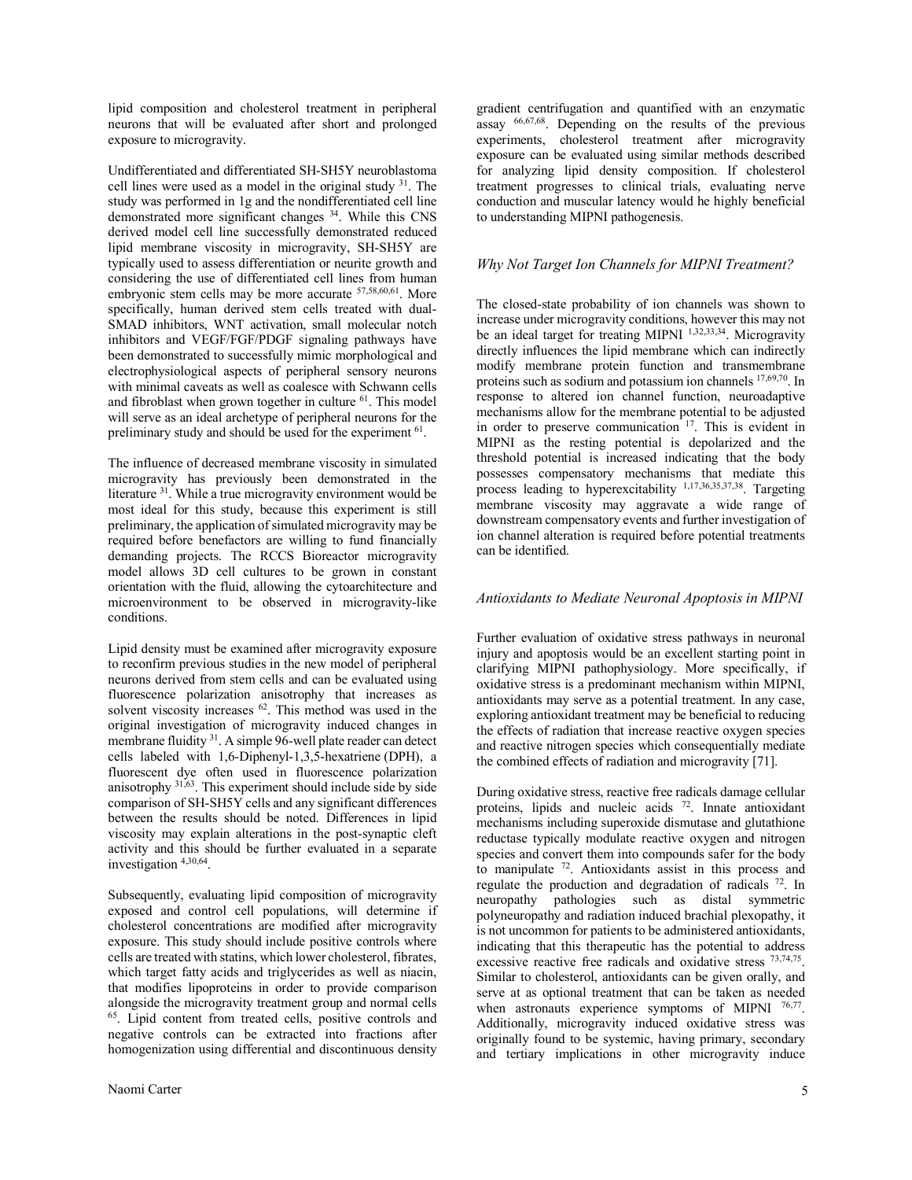lipid composition and cholesterol treatment in peripheral neurons that will be evaluated after short and prolonged exposure to microgravity.

Undifferentiated and differentiated SH-SH5Y neuroblastoma cell lines were used as a model in the original study [31]. The study was performed in 1g and the nondifferentiated cell line demonstrated more significant changes [34]. While this CNS derived model cell line successfully demonstrated reduced lipid membrane viscosity in microgravity, SH-SH5Y are typically used to assess differentiation or neurite growth and considering the use of differentiated cell lines from human embryonic stem cells may be more accurate [57,58,60,61]. More specifically, human derived stem cells treated with dual-SMAD inhibitors, WNT activation, small molecular notch inhibitors and VEGF/FGF/PDGF signaling pathways have been demonstrated to successfully mimic morphological and electrophysiological aspects of peripheral sensory neurons with minimal caveats as well as coalesce with Schwann cells and fibroblast when grown together in culture [61]. This model will serve as an ideal archetype of peripheral neurons for the preliminary study and should be used for the experiment [61].

The influence of decreased membrane viscosity in simulated microgravity has previously been demonstrated in the literature [31]. While a true microgravity environment would be most ideal for this study, because this experiment is still preliminary, the application of simulated microgravity may be required before benefactors are willing to fund financially demanding projects. The RCCS Bioreactor microgravity model allows 3D cell cultures to be grown in constant orientation with the fluid, allowing the cytoarchitecture and microenvironment to be observed in microgravity-like conditions.

Lipid density must be examined after microgravity exposure to reconfirm previous studies in the new model of peripheral neurons derived from stem cells and can be evaluated using fluorescence polarization anisotrophy that increases as solvent viscosity increases [62]. This method was used in the original investigation of microgravity induced changes in membrane fluidity [31]. A simple 96-well plate reader can detect cells labeled with 1,6-Diphenyl-1,3,5-hexatriene (DPH), a fluorescent dye often used in fluorescence polarization anisotrophy [31,63]. This experiment should include side by side comparison of SH-SH5Y cells and any significant differences between the results should be noted. Differences in lipid viscosity may explain alterations in the post-synaptic cleft activity and this should be further evaluated in a separate investigation [4,30,64].

Subsequently, evaluating lipid composition of microgravity exposed and control cell populations, will determine if cholesterol concentrations are modified after microgravity exposure. This study should include positive controls where cells are treated with statins, which lower cholesterol, fibrates, which target fatty acids and triglycerides as well as niacin, that modifies lipoproteins in order to provide comparison alongside the microgravity treatment group and normal cells [65]. Lipid content from treated cells, positive controls and negative controls can be extracted into fractions after homogenization using differential and discontinuous density gradient centrifugation and quantified with an enzymatic assay [66,67,68]. Depending on the results of the previous experiments, cholesterol treatment after microgravity exposure can be evaluated using similar methods described for analyzing lipid density composition. If cholesterol treatment progresses to clinical trials, evaluating nerve conduction and muscular latency would he highly beneficial to understanding MIPNI pathogenesis.

### *Why Not Target Ion Channels for MIPNI Treatment?*

The closed-state probability of ion channels was shown to increase under microgravity conditions, however this may not be an ideal target for treating MIPNI [1,32,33,34]. Microgravity directly influences the lipid membrane which can indirectly modify membrane protein function and transmembrane proteins such as sodium and potassium ion channels [17,69,70]. In response to altered ion channel function, neuroadaptive mechanisms allow for the membrane potential to be adjusted in order to preserve communication [17]. This is evident in MIPNI as the resting potential is depolarized and the threshold potential is increased indicating that the body possesses compensatory mechanisms that mediate this process leading to hyperexcitability [1,17,36,35,37,38]. Targeting membrane viscosity may aggravate a wide range of downstream compensatory events and further investigation of ion channel alteration is required before potential treatments can be identified.

### *Antioxidants to Mediate Neuronal Apoptosis in MIPNI*

Further evaluation of oxidative stress pathways in neuronal injury and apoptosis would be an excellent starting point in clarifying MIPNI pathophysiology. More specifically, if oxidative stress is a predominant mechanism within MIPNI, antioxidants may serve as a potential treatment. In any case, exploring antioxidant treatment may be beneficial to reducing the effects of radiation that increase reactive oxygen species and reactive nitrogen species which consequentially mediate the combined effects of radiation and microgravity [71].

During oxidative stress, reactive free radicals damage cellular proteins, lipids and nucleic acids [72]. Innate antioxidant mechanisms including superoxide dismutase and glutathione reductase typically modulate reactive oxygen and nitrogen species and convert them into compounds safer for the body to manipulate [72]. Antioxidants assist in this process and regulate the production and degradation of radicals [72]. In neuropathy pathologies such as distal symmetric polyneuropathy and radiation induced brachial plexopathy, it is not uncommon for patients to be administered antioxidants, indicating that this therapeutic has the potential to address excessive reactive free radicals and oxidative stress [73,74,75]. Similar to cholesterol, antioxidants can be given orally, and serve at as optional treatment that can be taken as needed when astronauts experience symptoms of MIPNI [76,77]. Additionally, microgravity induced oxidative stress was originally found to be systemic, having primary, secondary and tertiary implications in other microgravity induce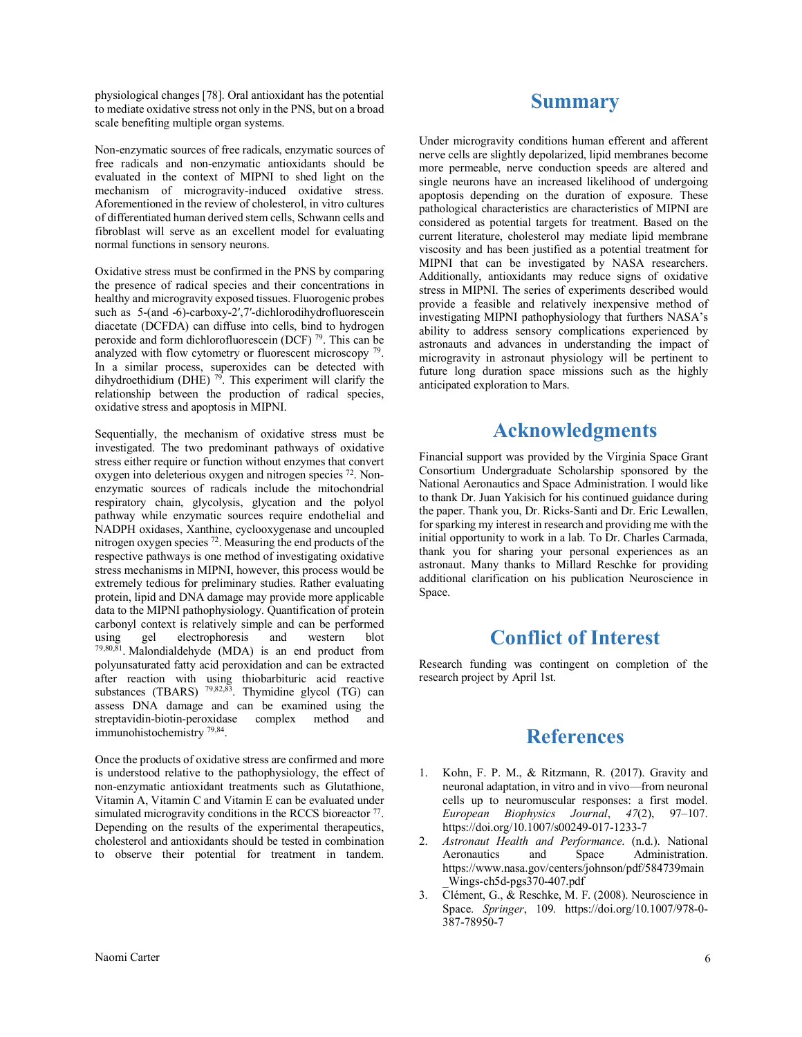physiological changes [78]. Oral antioxidant has the potential to mediate oxidative stress not only in the PNS, but on a broad scale benefiting multiple organ systems.

Non-enzymatic sources of free radicals, enzymatic sources of free radicals and non-enzymatic antioxidants should be evaluated in the context of MIPNI to shed light on the mechanism of microgravity-induced oxidative stress. Aforementioned in the review of cholesterol, in vitro cultures of differentiated human derived stem cells, Schwann cells and fibroblast will serve as an excellent model for evaluating normal functions in sensory neurons.

Oxidative stress must be confirmed in the PNS by comparing the presence of radical species and their concentrations in healthy and microgravity exposed tissues. Fluorogenic probes such as 5-(and -6)-carboxy-2′,7′-dichlorodihydrofluorescein diacetate (DCFDA) can diffuse into cells, bind to hydrogen peroxide and form dichlorofluorescein (DCF) [79]. This can be analyzed with flow cytometry or fluorescent microscopy [79]. In a similar process, superoxides can be detected with dihydroethidium (DHE) [79]. This experiment will clarify the relationship between the production of radical species, oxidative stress and apoptosis in MIPNI.

Sequentially, the mechanism of oxidative stress must be investigated. The two predominant pathways of oxidative stress either require or function without enzymes that convert oxygen into deleterious oxygen and nitrogen species [72]. Non-enzymatic sources of radicals include the mitochondrial respiratory chain, glycolysis, glycation and the polyol pathway while enzymatic sources require endothelial and NADPH oxidases, Xanthine, cyclooxygenase and uncoupled nitrogen oxygen species [72]. Measuring the end products of the respective pathways is one method of investigating oxidative stress mechanisms in MIPNI, however, this process would be extremely tedious for preliminary studies. Rather evaluating protein, lipid and DNA damage may provide more applicable data to the MIPNI pathophysiology. Quantification of protein carbonyl context is relatively simple and can be performed using gel electrophoresis and western blot [79,80,81]. Malondialdehyde (MDA) is an end product from polyunsaturated fatty acid peroxidation and can be extracted after reaction with using thiobarbituric acid reactive substances (TBARS) [79,82,83]. Thymidine glycol (TG) can assess DNA damage and can be examined using the streptavidin-biotin-peroxidase complex method and immunohistochemistry [79,84].

Once the products of oxidative stress are confirmed and more is understood relative to the pathophysiology, the effect of non-enzymatic antioxidant treatments such as Glutathione, Vitamin A, Vitamin C and Vitamin E can be evaluated under simulated microgravity conditions in the RCCS bioreactor [77]. Depending on the results of the experimental therapeutics, cholesterol and antioxidants should be tested in combination to observe their potential for treatment in tandem.

# Summary

Under microgravity conditions human efferent and afferent nerve cells are slightly depolarized, lipid membranes become more permeable, nerve conduction speeds are altered and single neurons have an increased likelihood of undergoing apoptosis depending on the duration of exposure. These pathological characteristics are characteristics of MIPNI are considered as potential targets for treatment. Based on the current literature, cholesterol may mediate lipid membrane viscosity and has been justified as a potential treatment for MIPNI that can be investigated by NASA researchers. Additionally, antioxidants may reduce signs of oxidative stress in MIPNI. The series of experiments described would provide a feasible and relatively inexpensive method of investigating MIPNI pathophysiology that furthers NASA's ability to address sensory complications experienced by astronauts and advances in understanding the impact of microgravity in astronaut physiology will be pertinent to future long duration space missions such as the highly anticipated exploration to Mars.

# Acknowledgments

Financial support was provided by the Virginia Space Grant Consortium Undergraduate Scholarship sponsored by the National Aeronautics and Space Administration. I would like to thank Dr. Juan Yakisich for his continued guidance during the paper. Thank you, Dr. Ricks-Santi and Dr. Eric Lewallen, for sparking my interest in research and providing me with the initial opportunity to work in a lab. To Dr. Charles Carmada, thank you for sharing your personal experiences as an astronaut. Many thanks to Millard Reschke for providing additional clarification on his publication Neuroscience in Space.

# Conflict of Interest

Research funding was contingent on completion of the research project by April 1st.

# References

1. Kohn, F. P. M., & Ritzmann, R. (2017). Gravity and neuronal adaptation, in vitro and in vivo—from neuronal cells up to neuromuscular responses: a first model. *European Biophysics Journal*, *47*(2), 97–107. https://doi.org/10.1007/s00249-017-1233-7
2. *Astronaut Health and Performance*. (n.d.). National Aeronautics and Space Administration. https://www.nasa.gov/centers/johnson/pdf/584739main_Wings-ch5d-pgs370-407.pdf
3. Clément, G., & Reschke, M. F. (2008). Neuroscience in Space. *Springer*, 109. https://doi.org/10.1007/978-0-387-78950-7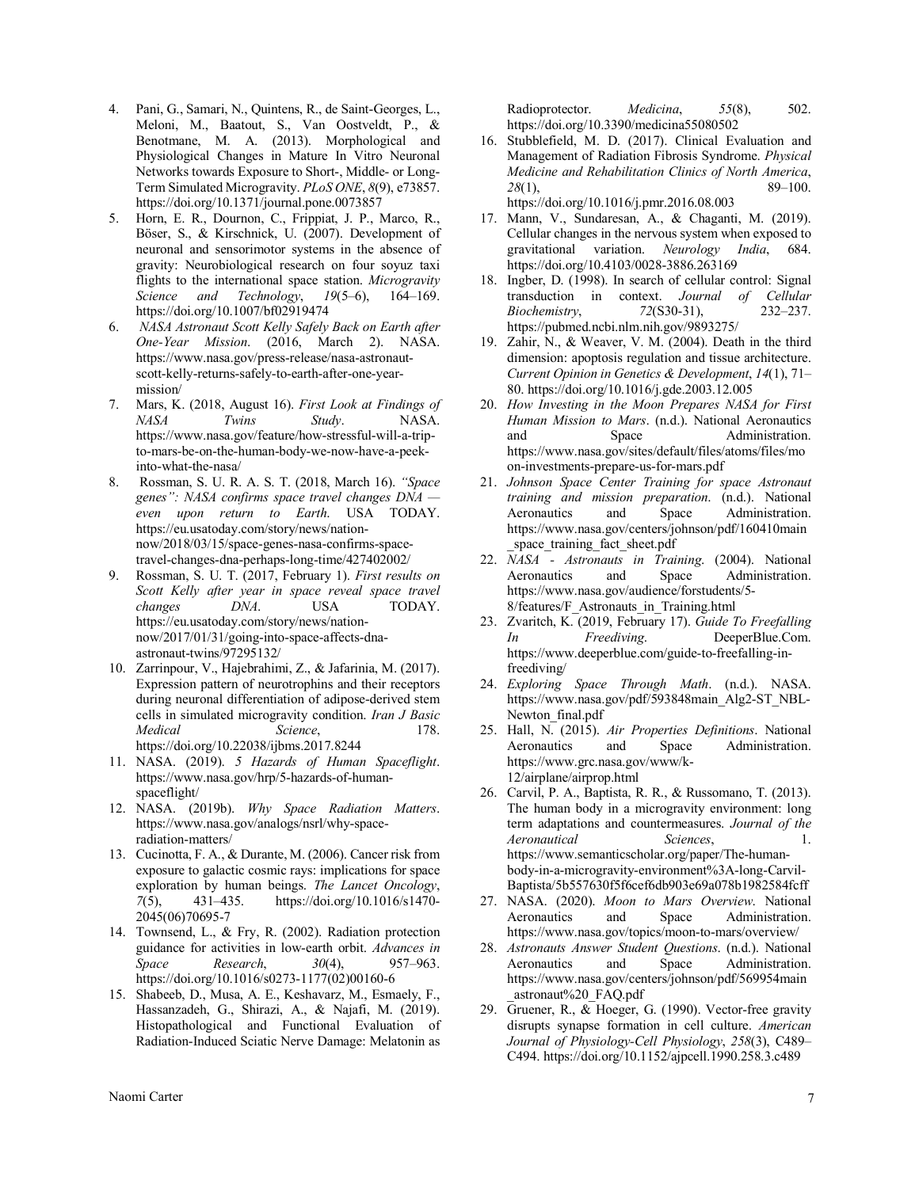4. Pani, G., Samari, N., Quintens, R., de Saint-Georges, L., Meloni, M., Baatout, S., Van Oostveldt, P., & Benotmane, M. A. (2013). Morphological and Physiological Changes in Mature In Vitro Neuronal Networks towards Exposure to Short-, Middle- or Long-Term Simulated Microgravity. *PLoS ONE*, *8*(9), e73857. https://doi.org/10.1371/journal.pone.0073857
5. Horn, E. R., Dournon, C., Frippiat, J. P., Marco, R., Böser, S., & Kirschnick, U. (2007). Development of neuronal and sensorimotor systems in the absence of gravity: Neurobiological research on four soyuz taxi flights to the international space station. *Microgravity Science and Technology*, *19*(5–6), 164–169. https://doi.org/10.1007/bf02919474
6. *NASA Astronaut Scott Kelly Safely Back on Earth after One-Year Mission*. (2016, March 2). NASA. https://www.nasa.gov/press-release/nasa-astronaut-scott-kelly-returns-safely-to-earth-after-one-year-mission/
7. Mars, K. (2018, August 16). *First Look at Findings of NASA Twins Study*. NASA. https://www.nasa.gov/feature/how-stressful-will-a-trip-to-mars-be-on-the-human-body-we-now-have-a-peek-into-what-the-nasa/
8. Rossman, S. U. R. A. S. T. (2018, March 16). *"Space genes": NASA confirms space travel changes DNA — even upon return to Earth*. USA TODAY. https://eu.usatoday.com/story/news/nation-now/2018/03/15/space-genes-nasa-confirms-space-travel-changes-dna-perhaps-long-time/427402002/
9. Rossman, S. U. T. (2017, February 1). *First results on Scott Kelly after year in space reveal space travel changes DNA*. USA TODAY. https://eu.usatoday.com/story/news/nation-now/2017/01/31/going-into-space-affects-dna-astronaut-twins/97295132/
10. Zarrinpour, V., Hajebrahimi, Z., & Jafarinia, M. (2017). Expression pattern of neurotrophins and their receptors during neuronal differentiation of adipose-derived stem cells in simulated microgravity condition. *Iran J Basic Medical Science*, 178. https://doi.org/10.22038/ijbms.2017.8244
11. NASA. (2019). *5 Hazards of Human Spaceflight*. https://www.nasa.gov/hrp/5-hazards-of-human-spaceflight/
12. NASA. (2019b). *Why Space Radiation Matters*. https://www.nasa.gov/analogs/nsrl/why-space-radiation-matters/
13. Cucinotta, F. A., & Durante, M. (2006). Cancer risk from exposure to galactic cosmic rays: implications for space exploration by human beings. *The Lancet Oncology*, *7*(5), 431–435. https://doi.org/10.1016/s1470-2045(06)70695-7
14. Townsend, L., & Fry, R. (2002). Radiation protection guidance for activities in low-earth orbit. *Advances in Space Research*, *30*(4), 957–963. https://doi.org/10.1016/s0273-1177(02)00160-6
15. Shabeeb, D., Musa, A. E., Keshavarz, M., Esmaely, F., Hassanzadeh, G., Shirazi, A., & Najafi, M. (2019). Histopathological and Functional Evaluation of Radiation-Induced Sciatic Nerve Damage: Melatonin as Radioprotector. *Medicina*, *55*(8), 502. https://doi.org/10.3390/medicina55080502
16. Stubblefield, M. D. (2017). Clinical Evaluation and Management of Radiation Fibrosis Syndrome. *Physical Medicine and Rehabilitation Clinics of North America*, *28*(1), 89–100. https://doi.org/10.1016/j.pmr.2016.08.003
17. Mann, V., Sundaresan, A., & Chaganti, M. (2019). Cellular changes in the nervous system when exposed to gravitational variation. *Neurology India*, 684. https://doi.org/10.4103/0028-3886.263169
18. Ingber, D. (1998). In search of cellular control: Signal transduction in context. *Journal of Cellular Biochemistry*, *72*(S30-31), 232–237. https://pubmed.ncbi.nlm.nih.gov/9893275/
19. Zahir, N., & Weaver, V. M. (2004). Death in the third dimension: apoptosis regulation and tissue architecture. *Current Opinion in Genetics & Development*, *14*(1), 71–80. https://doi.org/10.1016/j.gde.2003.12.005
20. *How Investing in the Moon Prepares NASA for First Human Mission to Mars*. (n.d.). National Aeronautics and Space Administration. https://www.nasa.gov/sites/default/files/atoms/files/moon-investments-prepare-us-for-mars.pdf
21. *Johnson Space Center Training for space Astronaut training and mission preparation*. (n.d.). National Aeronautics and Space Administration. https://www.nasa.gov/centers/johnson/pdf/160410main_space_training_fact_sheet.pdf
22. *NASA - Astronauts in Training*. (2004). National Aeronautics and Space Administration. https://www.nasa.gov/audience/forstudents/5-8/features/F_Astronauts_in_Training.html
23. Zvaritch, K. (2019, February 17). *Guide To Freefalling In Freediving*. DeeperBlue.Com. https://www.deeperblue.com/guide-to-freefalling-in-freediving/
24. *Exploring Space Through Math*. (n.d.). NASA. https://www.nasa.gov/pdf/593848main_Alg2-ST_NBL-Newton_final.pdf
25. Hall, N. (2015). *Air Properties Definitions*. National Aeronautics and Space Administration. https://www.grc.nasa.gov/www/k-12/airplane/airprop.html
26. Carvil, P. A., Baptista, R. R., & Russomano, T. (2013). The human body in a microgravity environment: long term adaptations and countermeasures. *Journal of the Aeronautical Sciences*, 1. https://www.semanticscholar.org/paper/The-human-body-in-a-microgravity-environment%3A-long-Carvil-Baptista/5b557630f5f6cef6db903e69a078b1982584fcff
27. NASA. (2020). *Moon to Mars Overview*. National Aeronautics and Space Administration. https://www.nasa.gov/topics/moon-to-mars/overview/
28. *Astronauts Answer Student Questions*. (n.d.). National Aeronautics and Space Administration. https://www.nasa.gov/centers/johnson/pdf/569954main_astronaut%20_FAQ.pdf
29. Gruener, R., & Hoeger, G. (1990). Vector-free gravity disrupts synapse formation in cell culture. *American Journal of Physiology-Cell Physiology*, *258*(3), C489–C494. https://doi.org/10.1152/ajpcell.1990.258.3.c489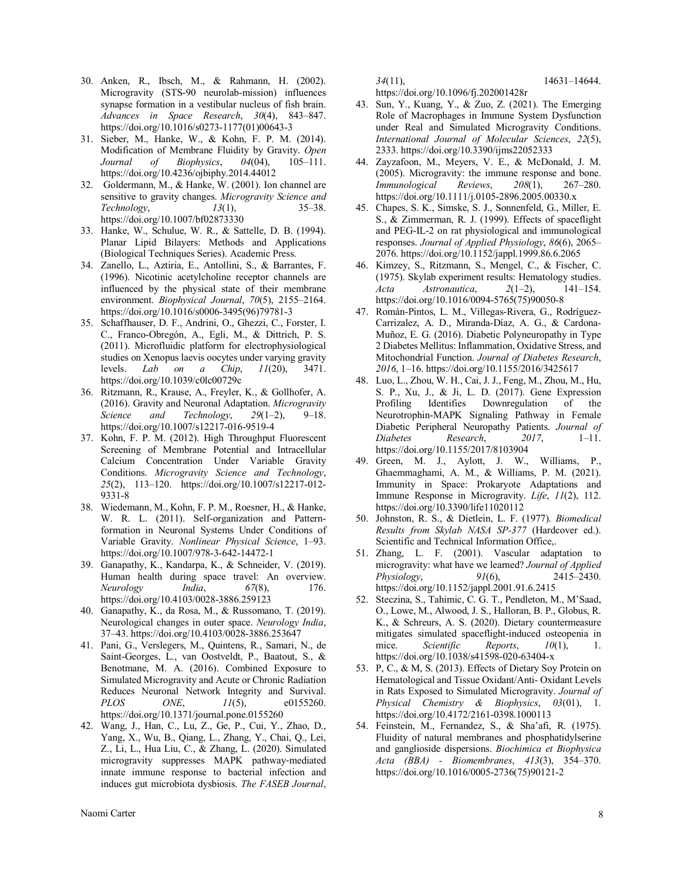30. Anken, R., Ibsch, M., & Rahmann, H. (2002). Microgravity (STS-90 neurolab-mission) influences synapse formation in a vestibular nucleus of fish brain. *Advances in Space Research*, *30*(4), 843–847. https://doi.org/10.1016/s0273-1177(01)00643-3
31. Sieber, M., Hanke, W., & Kohn, F. P. M. (2014). Modification of Membrane Fluidity by Gravity. *Open Journal of Biophysics*, *04*(04), 105–111. https://doi.org/10.4236/ojbiphy.2014.44012
32. Goldermann, M., & Hanke, W. (2001). Ion channel are sensitive to gravity changes. *Microgravity Science and Technology*, *13*(1), 35–38. https://doi.org/10.1007/bf02873330
33. Hanke, W., Schulue, W. R., & Sattelle, D. B. (1994). Planar Lipid Bilayers: Methods and Applications (Biological Techniques Series). Academic Press.
34. Zanello, L., Aztiria, E., Antollini, S., & Barrantes, F. (1996). Nicotinic acetylcholine receptor channels are influenced by the physical state of their membrane environment. *Biophysical Journal*, *70*(5), 2155–2164. https://doi.org/10.1016/s0006-3495(96)79781-3
35. Schaffhauser, D. F., Andrini, O., Ghezzi, C., Forster, I. C., Franco-Obregón, A., Egli, M., & Dittrich, P. S. (2011). Microfluidic platform for electrophysiological studies on Xenopus laevis oocytes under varying gravity levels. *Lab on a Chip*, *11*(20), 3471. https://doi.org/10.1039/c0lc00729c
36. Ritzmann, R., Krause, A., Freyler, K., & Gollhofer, A. (2016). Gravity and Neuronal Adaptation. *Microgravity Science and Technology*, *29*(1–2), 9–18. https://doi.org/10.1007/s12217-016-9519-4
37. Kohn, F. P. M. (2012). High Throughput Fluorescent Screening of Membrane Potential and Intracellular Calcium Concentration Under Variable Gravity Conditions. *Microgravity Science and Technology*, *25*(2), 113–120. https://doi.org/10.1007/s12217-012-9331-8
38. Wiedemann, M., Kohn, F. P. M., Roesner, H., & Hanke, W. R. L. (2011). Self-organization and Pattern-formation in Neuronal Systems Under Conditions of Variable Gravity. *Nonlinear Physical Science*, 1–93. https://doi.org/10.1007/978-3-642-14472-1
39. Ganapathy, K., Kandarpa, K., & Schneider, V. (2019). Human health during space travel: An overview. *Neurology India*, *67*(8), 176. https://doi.org/10.4103/0028-3886.259123
40. Ganapathy, K., da Rosa, M., & Russomano, T. (2019). Neurological changes in outer space. *Neurology India*, 37–43. https://doi.org/10.4103/0028-3886.253647
41. Pani, G., Verslegers, M., Quintens, R., Samari, N., de Saint-Georges, L., van Oostveldt, P., Baatout, S., & Benotmane, M. A. (2016). Combined Exposure to Simulated Microgravity and Acute or Chronic Radiation Reduces Neuronal Network Integrity and Survival. *PLOS ONE*, *11*(5), e0155260. https://doi.org/10.1371/journal.pone.0155260
42. Wang, J., Han, C., Lu, Z., Ge, P., Cui, Y., Zhao, D., Yang, X., Wu, B., Qiang, L., Zhang, Y., Chai, Q., Lei, Z., Li, L., Hua Liu, C., & Zhang, L. (2020). Simulated microgravity suppresses MAPK pathway-mediated innate immune response to bacterial infection and induces gut microbiota dysbiosis. *The FASEB Journal*, *34*(11), 14631–14644. https://doi.org/10.1096/fj.202001428r
43. Sun, Y., Kuang, Y., & Zuo, Z. (2021). The Emerging Role of Macrophages in Immune System Dysfunction under Real and Simulated Microgravity Conditions. *International Journal of Molecular Sciences*, *22*(5), 2333. https://doi.org/10.3390/ijms22052333
44. Zayzafoon, M., Meyers, V. E., & McDonald, J. M. (2005). Microgravity: the immune response and bone. *Immunological Reviews*, *208*(1), 267–280. https://doi.org/10.1111/j.0105-2896.2005.00330.x
45. Chapes, S. K., Simske, S. J., Sonnenfeld, G., Miller, E. S., & Zimmerman, R. J. (1999). Effects of spaceflight and PEG-IL-2 on rat physiological and immunological responses. *Journal of Applied Physiology*, *86*(6), 2065–2076. https://doi.org/10.1152/jappl.1999.86.6.2065
46. Kimzey, S., Ritzmann, S., Mengel, C., & Fischer, C. (1975). Skylab experiment results: Hematology studies. *Acta Astronautica*, *2*(1–2), 141–154. https://doi.org/10.1016/0094-5765(75)90050-8
47. Román-Pintos, L. M., Villegas-Rivera, G., Rodríguez-Carrizalez, A. D., Miranda-Díaz, A. G., & Cardona-Muñoz, E. G. (2016). Diabetic Polyneuropathy in Type 2 Diabetes Mellitus: Inflammation, Oxidative Stress, and Mitochondrial Function. *Journal of Diabetes Research*, *2016*, 1–16. https://doi.org/10.1155/2016/3425617
48. Luo, L., Zhou, W. H., Cai, J. J., Feng, M., Zhou, M., Hu, S. P., Xu, J., & Ji, L. D. (2017). Gene Expression Profiling Identifies Downregulation of the Neurotrophin-MAPK Signaling Pathway in Female Diabetic Peripheral Neuropathy Patients. *Journal of Diabetes Research*, *2017*, 1–11. https://doi.org/10.1155/2017/8103904
49. Green, M. J., Aylott, J. W., Williams, P., Ghaemmaghami, A. M., & Williams, P. M. (2021). Immunity in Space: Prokaryote Adaptations and Immune Response in Microgravity. *Life*, *11*(2), 112. https://doi.org/10.3390/life11020112
50. Johnston, R. S., & Dietlein, L. F. (1977). *Biomedical Results from Skylab NASA SP-377* (Hardcover ed.). Scientific and Technical Information Office,.
51. Zhang, L. F. (2001). Vascular adaptation to microgravity: what have we learned? *Journal of Applied Physiology*, *91*(6), 2415–2430. https://doi.org/10.1152/jappl.2001.91.6.2415
52. Steczina, S., Tahimic, C. G. T., Pendleton, M., M'Saad, O., Lowe, M., Alwood, J. S., Halloran, B. P., Globus, R. K., & Schreurs, A. S. (2020). Dietary countermeasure mitigates simulated spaceflight-induced osteopenia in mice. *Scientific Reports*, *10*(1), 1. https://doi.org/10.1038/s41598-020-63404-x
53. P, C., & M, S. (2013). Effects of Dietary Soy Protein on Hematological and Tissue Oxidant/Anti- Oxidant Levels in Rats Exposed to Simulated Microgravity. *Journal of Physical Chemistry & Biophysics*, *03*(01), 1. https://doi.org/10.4172/2161-0398.1000113
54. Feinstein, M., Fernandez, S., & Sha'afi, R. (1975). Fluidity of natural membranes and phosphatidylserine and ganglioside dispersions. *Biochimica et Biophysica Acta (BBA) - Biomembranes*, *413*(3), 354–370. https://doi.org/10.1016/0005-2736(75)90121-2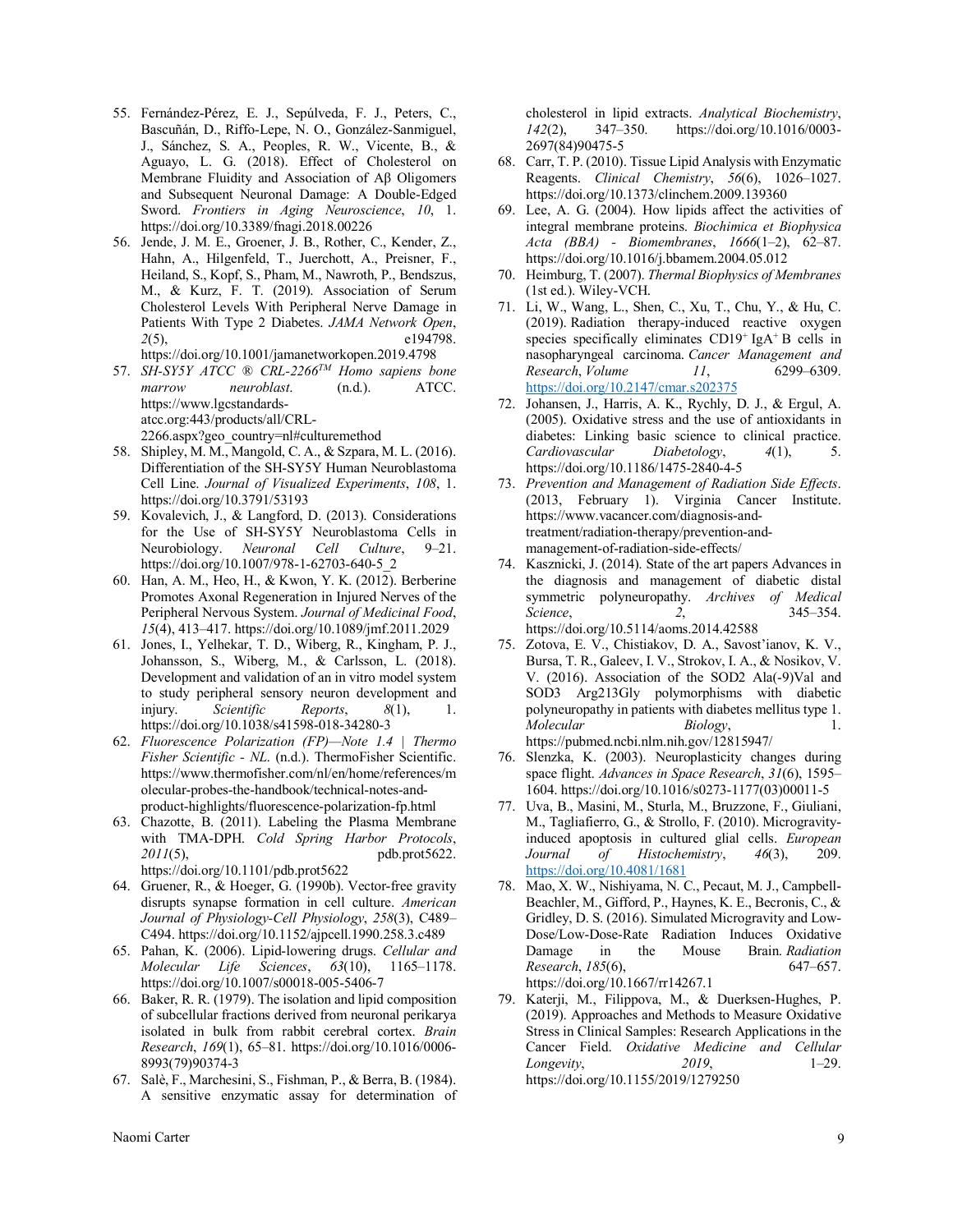55. Fernández-Pérez, E. J., Sepúlveda, F. J., Peters, C., Bascuñán, D., Riffo-Lepe, N. O., González-Sanmiguel, J., Sánchez, S. A., Peoples, R. W., Vicente, B., & Aguayo, L. G. (2018). Effect of Cholesterol on Membrane Fluidity and Association of Aβ Oligomers and Subsequent Neuronal Damage: A Double-Edged Sword. *Frontiers in Aging Neuroscience*, *10*, 1. https://doi.org/10.3389/fnagi.2018.00226
56. Jende, J. M. E., Groener, J. B., Rother, C., Kender, Z., Hahn, A., Hilgenfeld, T., Juerchott, A., Preisner, F., Heiland, S., Kopf, S., Pham, M., Nawroth, P., Bendszus, M., & Kurz, F. T. (2019). Association of Serum Cholesterol Levels With Peripheral Nerve Damage in Patients With Type 2 Diabetes. *JAMA Network Open*, *2*(5), e194798. https://doi.org/10.1001/jamanetworkopen.2019.4798
57. *SH-SY5Y ATCC ® CRL-2266™ Homo sapiens bone marrow neuroblast*. (n.d.). ATCC. https://www.lgcstandards-atcc.org:443/products/all/CRL-2266.aspx?geo_country=nl#culturemethod
58. Shipley, M. M., Mangold, C. A., & Szpara, M. L. (2016). Differentiation of the SH-SY5Y Human Neuroblastoma Cell Line. *Journal of Visualized Experiments*, *108*, 1. https://doi.org/10.3791/53193
59. Kovalevich, J., & Langford, D. (2013). Considerations for the Use of SH-SY5Y Neuroblastoma Cells in Neurobiology. *Neuronal Cell Culture*, 9–21. https://doi.org/10.1007/978-1-62703-640-5_2
60. Han, A. M., Heo, H., & Kwon, Y. K. (2012). Berberine Promotes Axonal Regeneration in Injured Nerves of the Peripheral Nervous System. *Journal of Medicinal Food*, *15*(4), 413–417. https://doi.org/10.1089/jmf.2011.2029
61. Jones, I., Yelhekar, T. D., Wiberg, R., Kingham, P. J., Johansson, S., Wiberg, M., & Carlsson, L. (2018). Development and validation of an in vitro model system to study peripheral sensory neuron development and injury. *Scientific Reports*, *8*(1), 1. https://doi.org/10.1038/s41598-018-34280-3
62. *Fluorescence Polarization (FP)—Note 1.4 | Thermo Fisher Scientific - NL*. (n.d.). ThermoFisher Scientific. https://www.thermofisher.com/nl/en/home/references/molecular-probes-the-handbook/technical-notes-and-product-highlights/fluorescence-polarization-fp.html
63. Chazotte, B. (2011). Labeling the Plasma Membrane with TMA-DPH. *Cold Spring Harbor Protocols*, *2011*(5), pdb.prot5622. https://doi.org/10.1101/pdb.prot5622
64. Gruener, R., & Hoeger, G. (1990b). Vector-free gravity disrupts synapse formation in cell culture. *American Journal of Physiology-Cell Physiology*, *258*(3), C489–C494. https://doi.org/10.1152/ajpcell.1990.258.3.c489
65. Pahan, K. (2006). Lipid-lowering drugs. *Cellular and Molecular Life Sciences*, *63*(10), 1165–1178. https://doi.org/10.1007/s00018-005-5406-7
66. Baker, R. R. (1979). The isolation and lipid composition of subcellular fractions derived from neuronal perikarya isolated in bulk from rabbit cerebral cortex. *Brain Research*, *169*(1), 65–81. https://doi.org/10.1016/0006-8993(79)90374-3
67. Salè, F., Marchesini, S., Fishman, P., & Berra, B. (1984). A sensitive enzymatic assay for determination of cholesterol in lipid extracts. *Analytical Biochemistry*, *142*(2), 347–350. https://doi.org/10.1016/0003-2697(84)90475-5
68. Carr, T. P. (2010). Tissue Lipid Analysis with Enzymatic Reagents. *Clinical Chemistry*, *56*(6), 1026–1027. https://doi.org/10.1373/clinchem.2009.139360
69. Lee, A. G. (2004). How lipids affect the activities of integral membrane proteins. *Biochimica et Biophysica Acta (BBA) - Biomembranes*, *1666*(1–2), 62–87. https://doi.org/10.1016/j.bbamem.2004.05.012
70. Heimburg, T. (2007). *Thermal Biophysics of Membranes* (1st ed.). Wiley-VCH.
71. Li, W., Wang, L., Shen, C., Xu, T., Chu, Y., & Hu, C. (2019). Radiation therapy-induced reactive oxygen species specifically eliminates $CD19^+$ $IgA^+$ B cells in nasopharyngeal carcinoma. *Cancer Management and Research*, *Volume 11*, 6299–6309. https://doi.org/10.2147/cmar.s202375
72. Johansen, J., Harris, A. K., Rychly, D. J., & Ergul, A. (2005). Oxidative stress and the use of antioxidants in diabetes: Linking basic science to clinical practice. *Cardiovascular Diabetology*, *4*(1), 5. https://doi.org/10.1186/1475-2840-4-5
73. *Prevention and Management of Radiation Side Effects*. (2013, February 1). Virginia Cancer Institute. https://www.vacancer.com/diagnosis-and-treatment/radiation-therapy/prevention-and-management-of-radiation-side-effects/
74. Kasznicki, J. (2014). State of the art papers Advances in the diagnosis and management of diabetic distal symmetric polyneuropathy. *Archives of Medical Science*, *2*, 345–354. https://doi.org/10.5114/aoms.2014.42588
75. Zotova, E. V., Chistiakov, D. A., Savost'ianov, K. V., Bursa, T. R., Galeev, I. V., Strokov, I. A., & Nosikov, V. V. (2016). Association of the SOD2 Ala(-9)Val and SOD3 Arg213Gly polymorphisms with diabetic polyneuropathy in patients with diabetes mellitus type 1. *Molecular Biology*, 1. https://pubmed.ncbi.nlm.nih.gov/12815947/
76. Slenzka, K. (2003). Neuroplasticity changes during space flight. *Advances in Space Research*, *31*(6), 1595–1604. https://doi.org/10.1016/s0273-1177(03)00011-5
77. Uva, B., Masini, M., Sturla, M., Bruzzone, F., Giuliani, M., Tagliafierro, G., & Strollo, F. (2010). Microgravity-induced apoptosis in cultured glial cells. *European Journal of Histochemistry*, *46*(3), 209. https://doi.org/10.4081/1681
78. Mao, X. W., Nishiyama, N. C., Pecaut, M. J., Campbell-Beachler, M., Gifford, P., Haynes, K. E., Becronis, C., & Gridley, D. S. (2016). Simulated Microgravity and Low-Dose/Low-Dose-Rate Radiation Induces Oxidative Damage in the Mouse Brain. *Radiation Research*, *185*(6), 647–657. https://doi.org/10.1667/rr14267.1
79. Katerji, M., Filippova, M., & Duerksen-Hughes, P. (2019). Approaches and Methods to Measure Oxidative Stress in Clinical Samples: Research Applications in the Cancer Field. *Oxidative Medicine and Cellular Longevity*, *2019*, 1–29. https://doi.org/10.1155/2019/1279250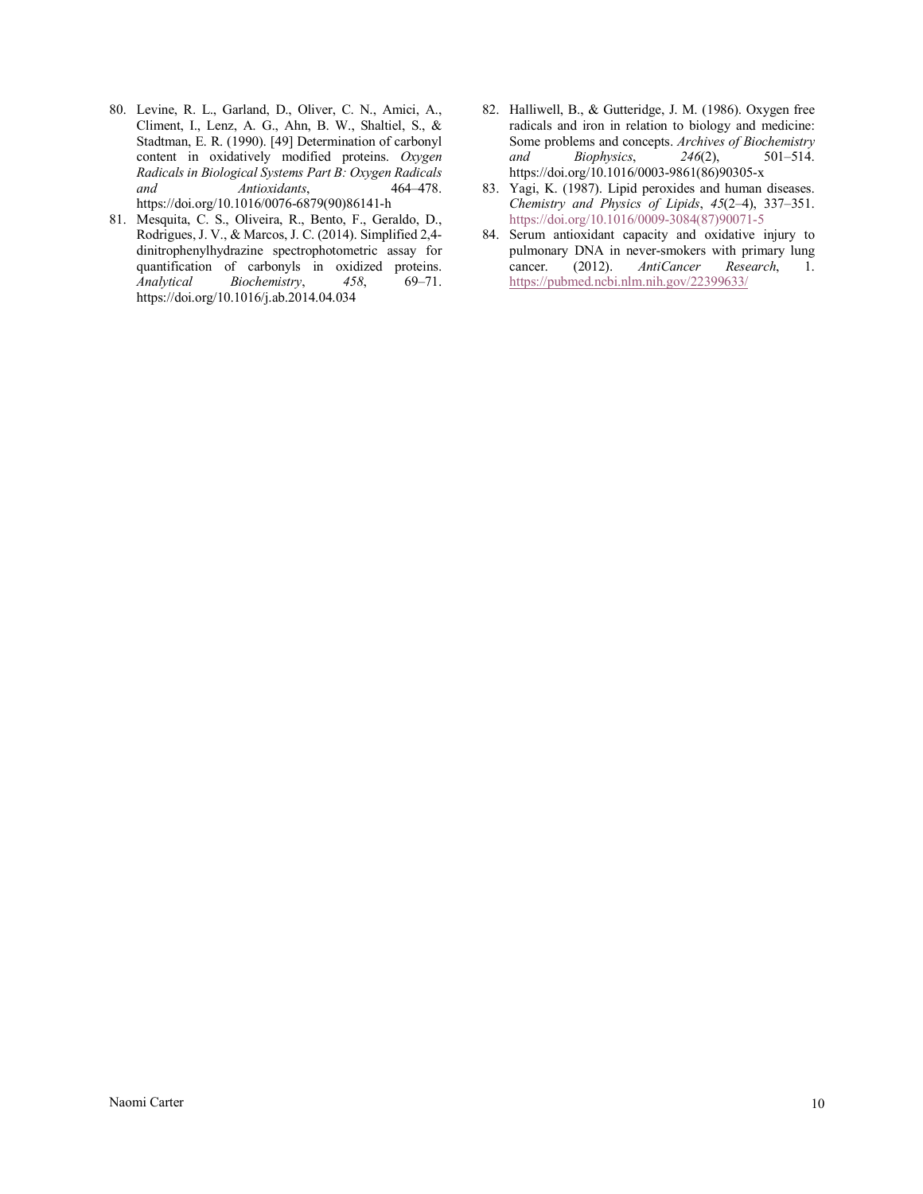80. Levine, R. L., Garland, D., Oliver, C. N., Amici, A., Climent, I., Lenz, A. G., Ahn, B. W., Shaltiel, S., & Stadtman, E. R. (1990). [49] Determination of carbonyl content in oxidatively modified proteins. *Oxygen Radicals in Biological Systems Part B: Oxygen Radicals and Antioxidants*, 464–478. https://doi.org/10.1016/0076-6879(90)86141-h
81. Mesquita, C. S., Oliveira, R., Bento, F., Geraldo, D., Rodrigues, J. V., & Marcos, J. C. (2014). Simplified 2,4-dinitrophenylhydrazine spectrophotometric assay for quantification of carbonyls in oxidized proteins. *Analytical Biochemistry*, *458*, 69–71. https://doi.org/10.1016/j.ab.2014.04.034
82. Halliwell, B., & Gutteridge, J. M. (1986). Oxygen free radicals and iron in relation to biology and medicine: Some problems and concepts. *Archives of Biochemistry and Biophysics*, *246*(2), 501–514. https://doi.org/10.1016/0003-9861(86)90305-x
83. Yagi, K. (1987). Lipid peroxides and human diseases. *Chemistry and Physics of Lipids*, *45*(2–4), 337–351. https://doi.org/10.1016/0009-3084(87)90071-5
84. Serum antioxidant capacity and oxidative injury to pulmonary DNA in never-smokers with primary lung cancer. (2012). *AntiCancer Research*, 1. https://pubmed.ncbi.nlm.nih.gov/22399633/